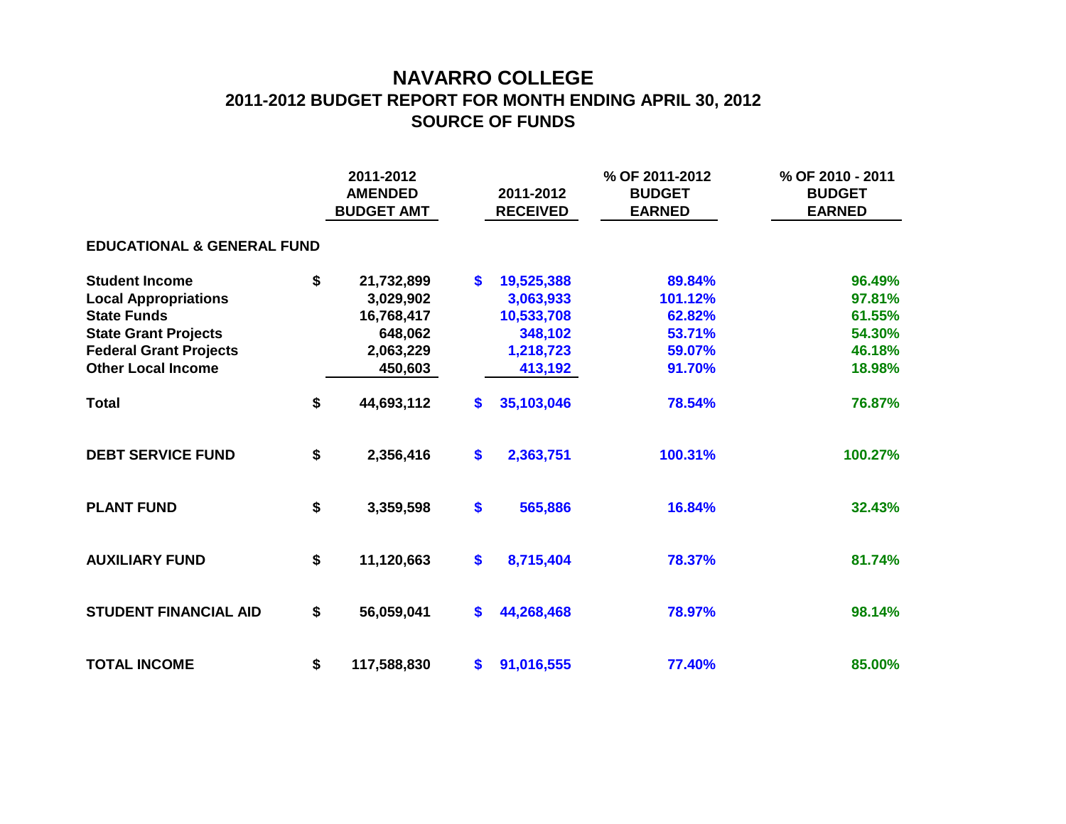# NAVARRO COLLEGE

## 2011-2012 BUDGET REPORT FOR MONTH ENDING APRIL 30, 2012

## SOURCE OF FUNDS

| | 2011-2012 AMENDED BUDGET AMT | 2011-2012 RECEIVED | % OF 2011-2012 BUDGET EARNED | % OF 2010 - 2011 BUDGET EARNED |
|---|---|---|---|---|
| **EDUCATIONAL & GENERAL FUND** | | | | |
| **Student Income** | $ 21,732,899 | $ 19,525,388 | 89.84% | 96.49% |
| **Local Appropriations** | 3,029,902 | 3,063,933 | 101.12% | 97.81% |
| **State Funds** | 16,768,417 | 10,533,708 | 62.82% | 61.55% |
| **State Grant Projects** | 648,062 | 348,102 | 53.71% | 54.30% |
| **Federal Grant Projects** | 2,063,229 | 1,218,723 | 59.07% | 46.18% |
| **Other Local Income** | 450,603 | 413,192 | 91.70% | 18.98% |
| **Total** | $ 44,693,112 | $ 35,103,046 | 78.54% | 76.87% |
| **DEBT SERVICE FUND** | $ 2,356,416 | $ 2,363,751 | 100.31% | 100.27% |
| **PLANT FUND** | $ 3,359,598 | $ 565,886 | 16.84% | 32.43% |
| **AUXILIARY FUND** | $ 11,120,663 | $ 8,715,404 | 78.37% | 81.74% |
| **STUDENT FINANCIAL AID** | $ 56,059,041 | $ 44,268,468 | 78.97% | 98.14% |
| **TOTAL INCOME** | $ 117,588,830 | $ 91,016,555 | 77.40% | 85.00% |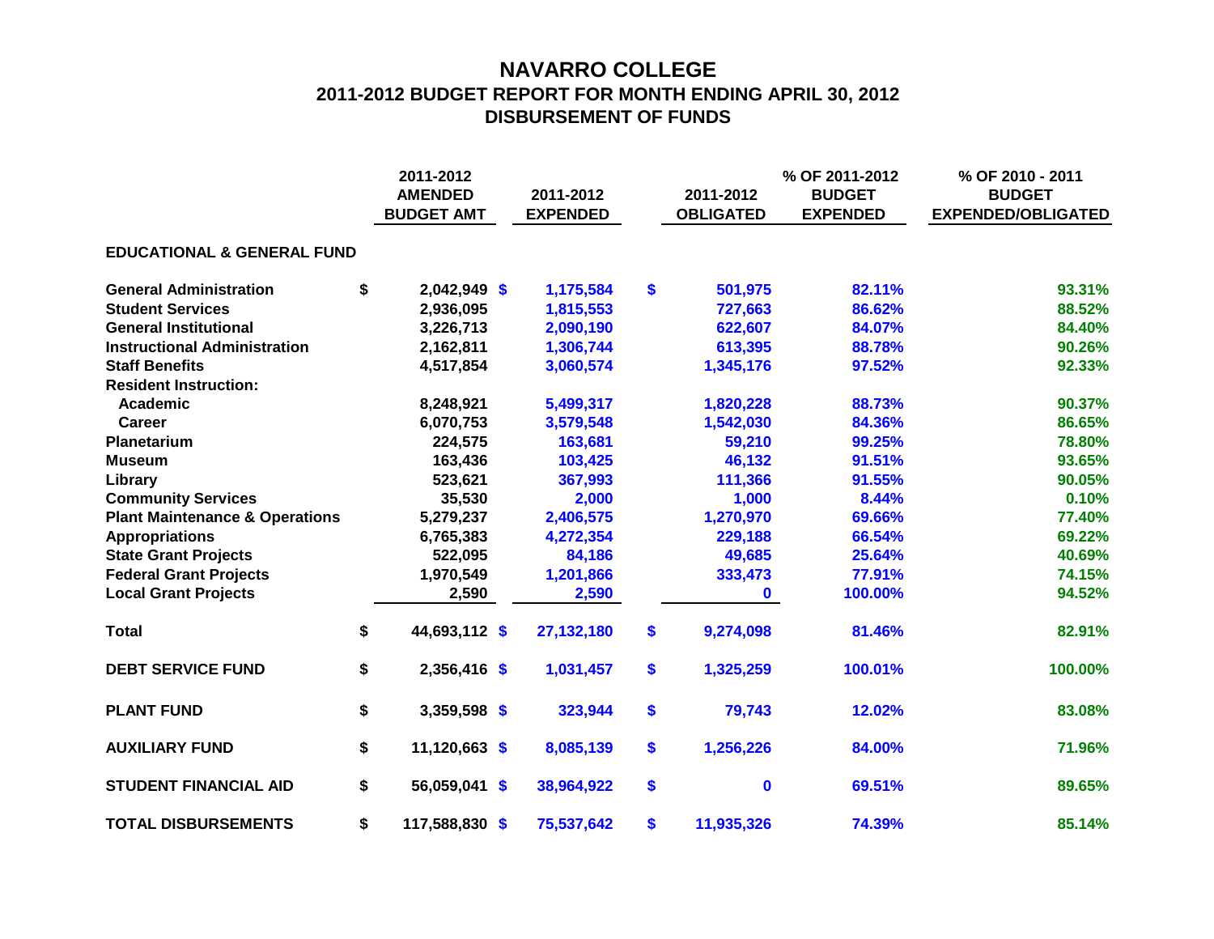# NAVARRO COLLEGE

## 2011-2012 BUDGET REPORT FOR MONTH ENDING APRIL 30, 2012

## DISBURSEMENT OF FUNDS

| | 2011-2012 AMENDED BUDGET AMT | 2011-2012 EXPENDED | 2011-2012 OBLIGATED | % OF 2011-2012 BUDGET EXPENDED | % OF 2010 - 2011 BUDGET EXPENDED/OBLIGATED |
|---|---|---|---|---|---|
| **EDUCATIONAL & GENERAL FUND** | | | | | |
| **General Administration** | $ 2,042,949 | $ 1,175,584 | $ 501,975 | 82.11% | 93.31% |
| **Student Services** | 2,936,095 | 1,815,553 | 727,663 | 86.62% | 88.52% |
| **General Institutional** | 3,226,713 | 2,090,190 | 622,607 | 84.07% | 84.40% |
| **Instructional Administration** | 2,162,811 | 1,306,744 | 613,395 | 88.78% | 90.26% |
| **Staff Benefits** | 4,517,854 | 3,060,574 | 1,345,176 | 97.52% | 92.33% |
| **Resident Instruction:** | | | | | |
| **Academic** | 8,248,921 | 5,499,317 | 1,820,228 | 88.73% | 90.37% |
| **Career** | 6,070,753 | 3,579,548 | 1,542,030 | 84.36% | 86.65% |
| **Planetarium** | 224,575 | 163,681 | 59,210 | 99.25% | 78.80% |
| **Museum** | 163,436 | 103,425 | 46,132 | 91.51% | 93.65% |
| **Library** | 523,621 | 367,993 | 111,366 | 91.55% | 90.05% |
| **Community Services** | 35,530 | 2,000 | 1,000 | 8.44% | 0.10% |
| **Plant Maintenance & Operations** | 5,279,237 | 2,406,575 | 1,270,970 | 69.66% | 77.40% |
| **Appropriations** | 6,765,383 | 4,272,354 | 229,188 | 66.54% | 69.22% |
| **State Grant Projects** | 522,095 | 84,186 | 49,685 | 25.64% | 40.69% |
| **Federal Grant Projects** | 1,970,549 | 1,201,866 | 333,473 | 77.91% | 74.15% |
| **Local Grant Projects** | 2,590 | 2,590 | 0 | 100.00% | 94.52% |
| **Total** | $ 44,693,112 | $ 27,132,180 | $ 9,274,098 | 81.46% | 82.91% |
| **DEBT SERVICE FUND** | $ 2,356,416 | $ 1,031,457 | $ 1,325,259 | 100.01% | 100.00% |
| **PLANT FUND** | $ 3,359,598 | $ 323,944 | $ 79,743 | 12.02% | 83.08% |
| **AUXILIARY FUND** | $ 11,120,663 | $ 8,085,139 | $ 1,256,226 | 84.00% | 71.96% |
| **STUDENT FINANCIAL AID** | $ 56,059,041 | $ 38,964,922 | $ 0 | 69.51% | 89.65% |
| **TOTAL DISBURSEMENTS** | $ 117,588,830 | $ 75,537,642 | $ 11,935,326 | 74.39% | 85.14% |